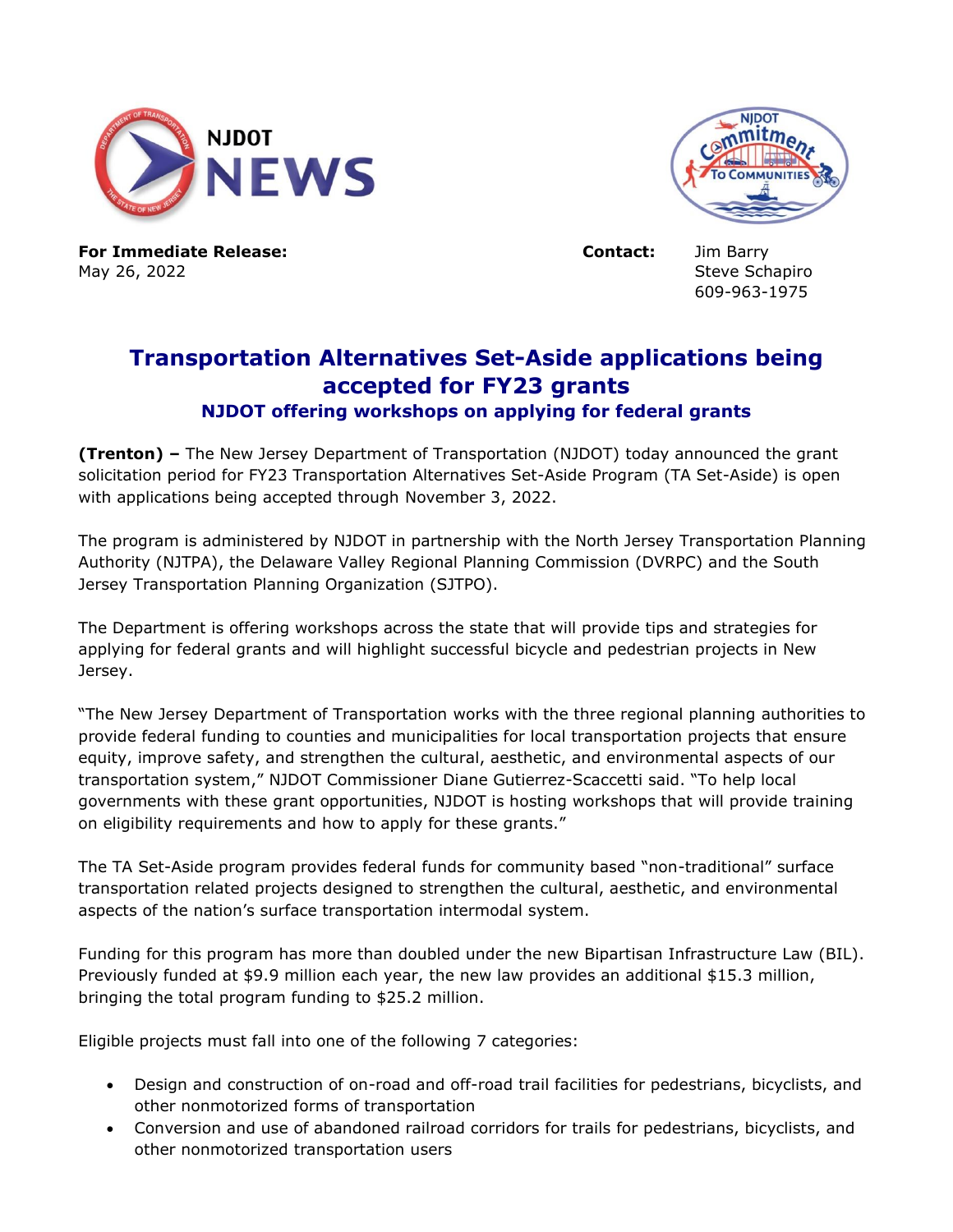**For Immediate Release:**
May 26, 2022

**Contact:** Jim Barry
Steve Schapiro
609-963-1975

# Transportation Alternatives Set-Aside applications being accepted for FY23 grants

### NJDOT offering workshops on applying for federal grants

**(Trenton) –** The New Jersey Department of Transportation (NJDOT) today announced the grant solicitation period for FY23 Transportation Alternatives Set-Aside Program (TA Set-Aside) is open with applications being accepted through November 3, 2022.

The program is administered by NJDOT in partnership with the North Jersey Transportation Planning Authority (NJTPA), the Delaware Valley Regional Planning Commission (DVRPC) and the South Jersey Transportation Planning Organization (SJTPO).

The Department is offering workshops across the state that will provide tips and strategies for applying for federal grants and will highlight successful bicycle and pedestrian projects in New Jersey.

"The New Jersey Department of Transportation works with the three regional planning authorities to provide federal funding to counties and municipalities for local transportation projects that ensure equity, improve safety, and strengthen the cultural, aesthetic, and environmental aspects of our transportation system," NJDOT Commissioner Diane Gutierrez-Scaccetti said. "To help local governments with these grant opportunities, NJDOT is hosting workshops that will provide training on eligibility requirements and how to apply for these grants."

The TA Set-Aside program provides federal funds for community based "non-traditional" surface transportation related projects designed to strengthen the cultural, aesthetic, and environmental aspects of the nation's surface transportation intermodal system.

Funding for this program has more than doubled under the new Bipartisan Infrastructure Law (BIL). Previously funded at $9.9 million each year, the new law provides an additional $15.3 million, bringing the total program funding to $25.2 million.

Eligible projects must fall into one of the following 7 categories:

- Design and construction of on-road and off-road trail facilities for pedestrians, bicyclists, and other nonmotorized forms of transportation
- Conversion and use of abandoned railroad corridors for trails for pedestrians, bicyclists, and other nonmotorized transportation users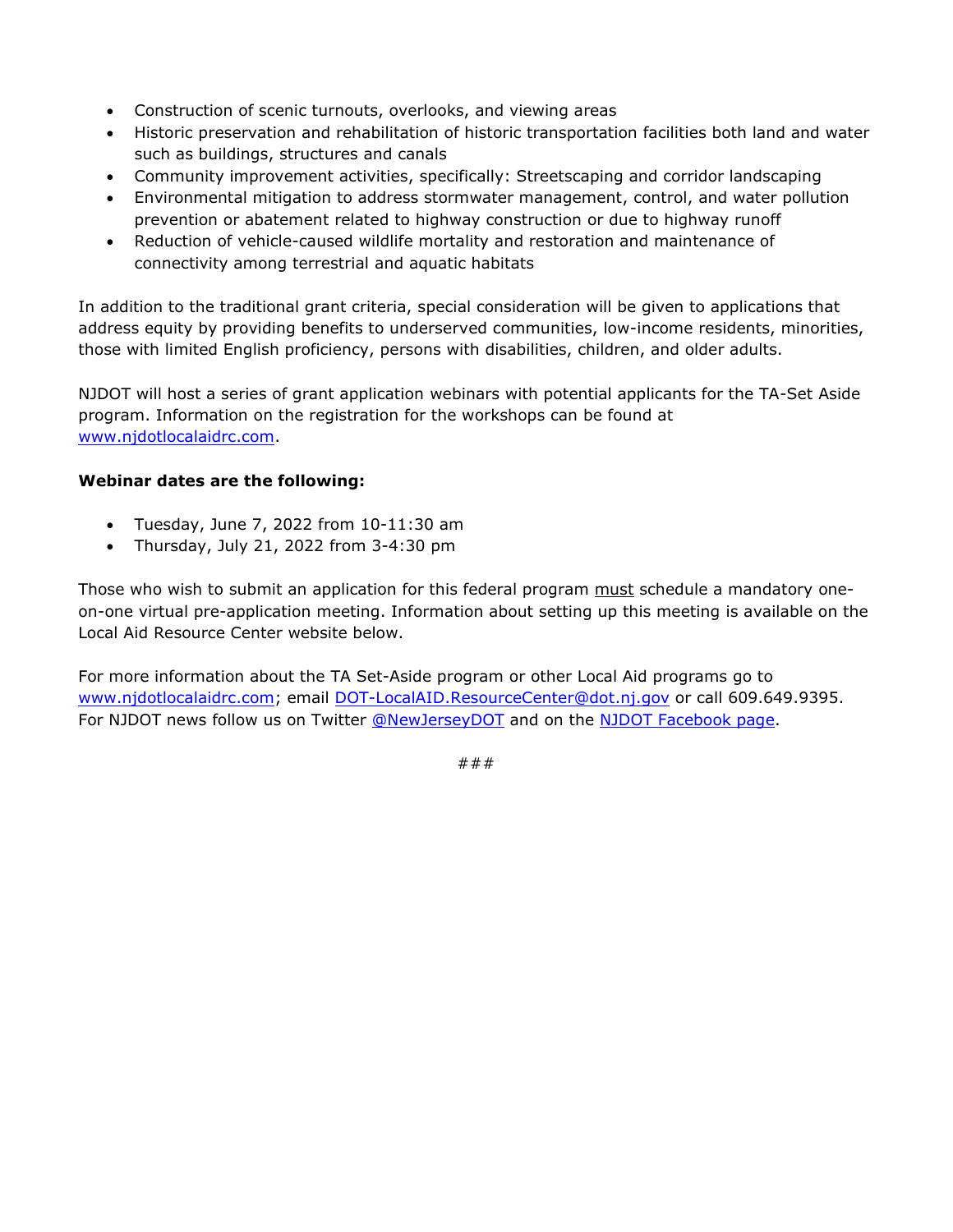- Construction of scenic turnouts, overlooks, and viewing areas
- Historic preservation and rehabilitation of historic transportation facilities both land and water such as buildings, structures and canals
- Community improvement activities, specifically: Streetscaping and corridor landscaping
- Environmental mitigation to address stormwater management, control, and water pollution prevention or abatement related to highway construction or due to highway runoff
- Reduction of vehicle-caused wildlife mortality and restoration and maintenance of connectivity among terrestrial and aquatic habitats

In addition to the traditional grant criteria, special consideration will be given to applications that address equity by providing benefits to underserved communities, low-income residents, minorities, those with limited English proficiency, persons with disabilities, children, and older adults.

NJDOT will host a series of grant application webinars with potential applicants for the TA-Set Aside program. Information on the registration for the workshops can be found at www.njdotlocalaidrc.com.

**Webinar dates are the following:**

- Tuesday, June 7, 2022 from 10-11:30 am
- Thursday, July 21, 2022 from 3-4:30 pm

Those who wish to submit an application for this federal program must schedule a mandatory one-on-one virtual pre-application meeting. Information about setting up this meeting is available on the Local Aid Resource Center website below.

For more information about the TA Set-Aside program or other Local Aid programs go to www.njdotlocalaidrc.com; email DOT-LocalAID.ResourceCenter@dot.nj.gov or call 609.649.9395. For NJDOT news follow us on Twitter @NewJerseyDOT and on the NJDOT Facebook page.

###